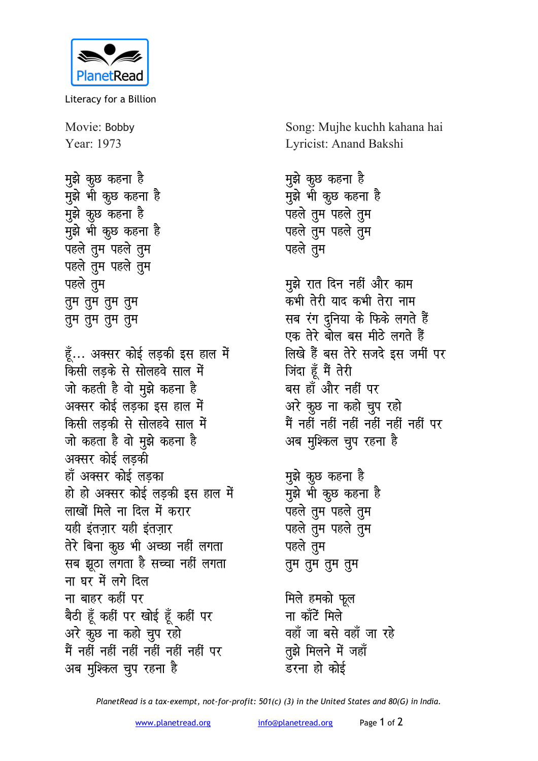PlanetRead

Literacy for a Billion

Movie: Bobby
Year: 1973

Song: Mujhe kuchh kahana hai
Lyricist: Anand Bakshi

मुझे कुछ कहना है
मुझे भी कुछ कहना है
मुझे कुछ कहना है
मुझे भी कुछ कहना है
पहले तुम पहले तुम
पहले तुम पहले तुम
पहले तुम
तुम तुम तुम तुम
तुम तुम तुम तुम

हूँ... अक्सर कोई लड़की इस हाल में
किसी लड़के से सोलहवे साल में
जो कहती है वो मुझे कहना है
अक्सर कोई लड़का इस हाल में
किसी लड़की से सोलहवे साल में
जो कहता है वो मुझे कहना है
अक्सर कोई लड़की
हाँ अक्सर कोई लड़का
हो हो अक्सर कोई लड़की इस हाल में
लाखों मिले ना दिल में करार
यही इंतज़ार यही इंतज़ार
तेरे बिना कुछ भी अच्छा नहीं लगता
सब झूठा लगता है सच्चा नहीं लगता
ना घर में लगे दिल
ना बाहर कहीं पर
बैठी हूँ कहीं पर खोई हूँ कहीं पर
अरे कुछ ना कहो चुप रहो
मैं नहीं नहीं नहीं नहीं नहीं नहीं पर
अब मुश्किल चुप रहना है

मुझे कुछ कहना है
मुझे भी कुछ कहना है
पहले तुम पहले तुम
पहले तुम पहले तुम
पहले तुम

मुझे रात दिन नहीं और काम
कभी तेरी याद कभी तेरा नाम
सब रंग दुनिया के फिके लगते हैं
एक तेरे बोल बस मीठे लगते हैं
लिखे हैं बस तेरे सजदे इस जमीं पर
जिंदा हूँ मैं तेरी
बस हाँ और नहीं पर
अरे कुछ ना कहो चुप रहो
मैं नहीं नहीं नहीं नहीं नहीं नहीं पर
अब मुश्किल चुप रहना है

मुझे कुछ कहना है
मुझे भी कुछ कहना है
पहले तुम पहले तुम
पहले तुम पहले तुम
पहले तुम
तुम तुम तुम तुम

मिले हमको फूल
ना काँटें मिले
वहाँ जा बसे वहाँ जा रहे
तुझे मिलने में जहाँ
डरना हो कोई

*PlanetRead is a tax-exempt, not-for-profit: 501(c) (3) in the United States and 80(G) in India.*

www.planetread.org info@planetread.org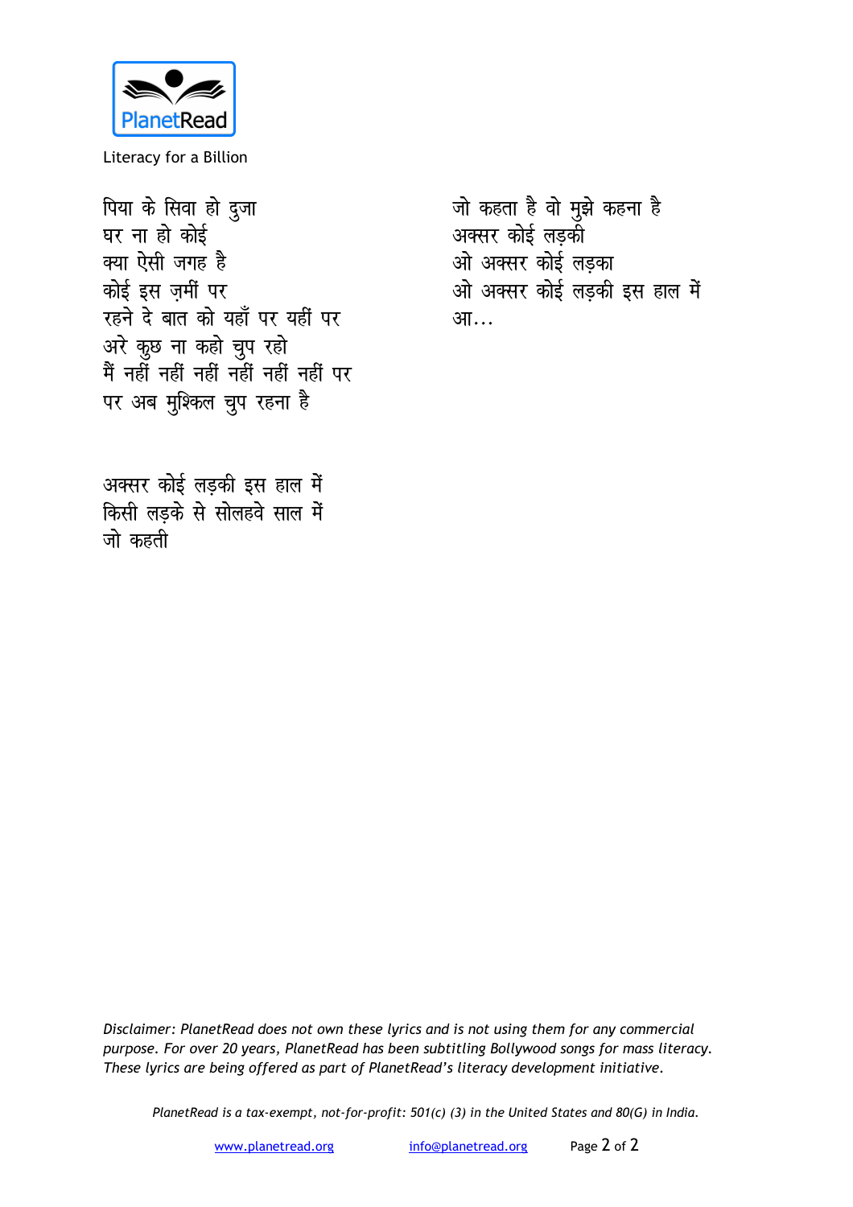PlanetRead

Literacy for a Billion

पिया के सिवा हो दुजा
घर ना हो कोई
क्या ऐसी जगह है
कोई इस ज़मीं पर
रहने दे बात को यहाँ पर यहीं पर
अरे कुछ ना कहो चुप रहो
मैं नहीं नहीं नहीं नहीं नहीं नहीं पर
पर अब मुश्किल चुप रहना है

अक्सर कोई लड़की इस हाल में
किसी लड़के से सोलहवे साल में
जो कहती

जो कहता है वो मुझे कहना है
अक्सर कोई लड़की
ओ अक्सर कोई लड़का
ओ अक्सर कोई लड़की इस हाल में
आ...

*Disclaimer: PlanetRead does not own these lyrics and is not using them for any commercial purpose. For over 20 years, PlanetRead has been subtitling Bollywood songs for mass literacy. These lyrics are being offered as part of PlanetRead's literacy development initiative.*

*PlanetRead is a tax-exempt, not-for-profit: 501(c) (3) in the United States and 80(G) in India.*

www.planetread.org info@planetread.org